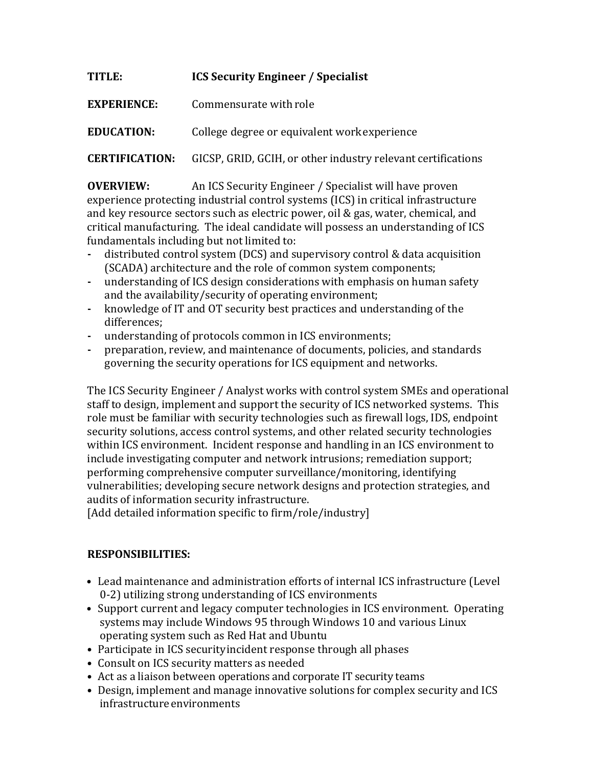**TITLE:** **ICS Security Engineer / Specialist**

**EXPERIENCE:** Commensurate with role

**EDUCATION:** College degree or equivalent work experience

**CERTIFICATION:** GICSP, GRID, GCIH, or other industry relevant certifications

**OVERVIEW:** An ICS Security Engineer / Specialist will have proven experience protecting industrial control systems (ICS) in critical infrastructure and key resource sectors such as electric power, oil & gas, water, chemical, and critical manufacturing. The ideal candidate will possess an understanding of ICS fundamentals including but not limited to:

- distributed control system (DCS) and supervisory control & data acquisition (SCADA) architecture and the role of common system components;
- understanding of ICS design considerations with emphasis on human safety and the availability/security of operating environment;
- knowledge of IT and OT security best practices and understanding of the differences;
- understanding of protocols common in ICS environments;
- preparation, review, and maintenance of documents, policies, and standards governing the security operations for ICS equipment and networks.

The ICS Security Engineer / Analyst works with control system SMEs and operational staff to design, implement and support the security of ICS networked systems. This role must be familiar with security technologies such as firewall logs, IDS, endpoint security solutions, access control systems, and other related security technologies within ICS environment. Incident response and handling in an ICS environment to include investigating computer and network intrusions; remediation support; performing comprehensive computer surveillance/monitoring, identifying vulnerabilities; developing secure network designs and protection strategies, and audits of information security infrastructure.
[Add detailed information specific to firm/role/industry]

**RESPONSIBILITIES:**

- Lead maintenance and administration efforts of internal ICS infrastructure (Level 0-2) utilizing strong understanding of ICS environments
- Support current and legacy computer technologies in ICS environment. Operating systems may include Windows 95 through Windows 10 and various Linux operating system such as Red Hat and Ubuntu
- Participate in ICS security incident response through all phases
- Consult on ICS security matters as needed
- Act as a liaison between operations and corporate IT security teams
- Design, implement and manage innovative solutions for complex security and ICS infrastructure environments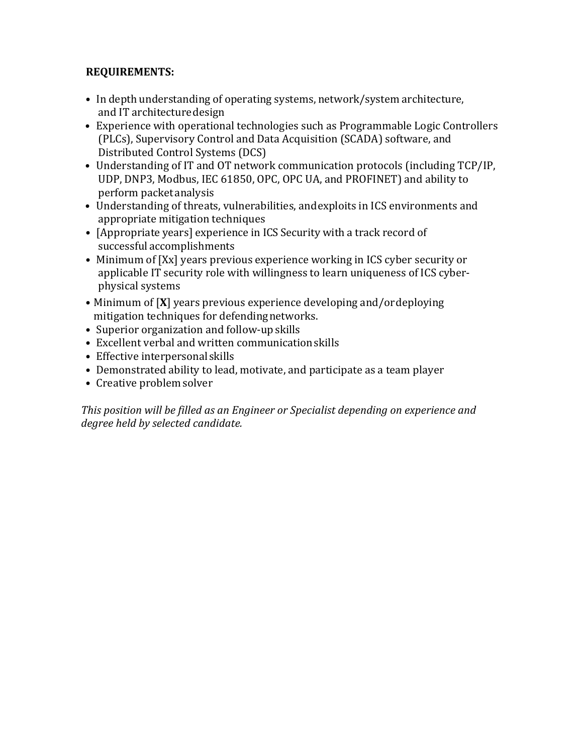**REQUIREMENTS:**

- In depth understanding of operating systems, network/system architecture, and IT architecture design
- Experience with operational technologies such as Programmable Logic Controllers (PLCs), Supervisory Control and Data Acquisition (SCADA) software, and Distributed Control Systems (DCS)
- Understanding of IT and OT network communication protocols (including TCP/IP, UDP, DNP3, Modbus, IEC 61850, OPC, OPC UA, and PROFINET) and ability to perform packet analysis
- Understanding of threats, vulnerabilities, and exploits in ICS environments and appropriate mitigation techniques
- [Appropriate years] experience in ICS Security with a track record of successful accomplishments
- Minimum of [Xx] years previous experience working in ICS cyber security or applicable IT security role with willingness to learn uniqueness of ICS cyber-physical systems
- Minimum of [**X**] years previous experience developing and/or deploying mitigation techniques for defending networks.
- Superior organization and follow-up skills
- Excellent verbal and written communication skills
- Effective interpersonal skills
- Demonstrated ability to lead, motivate, and participate as a team player
- Creative problem solver

*This position will be filled as an Engineer or Specialist depending on experience and degree held by selected candidate.*